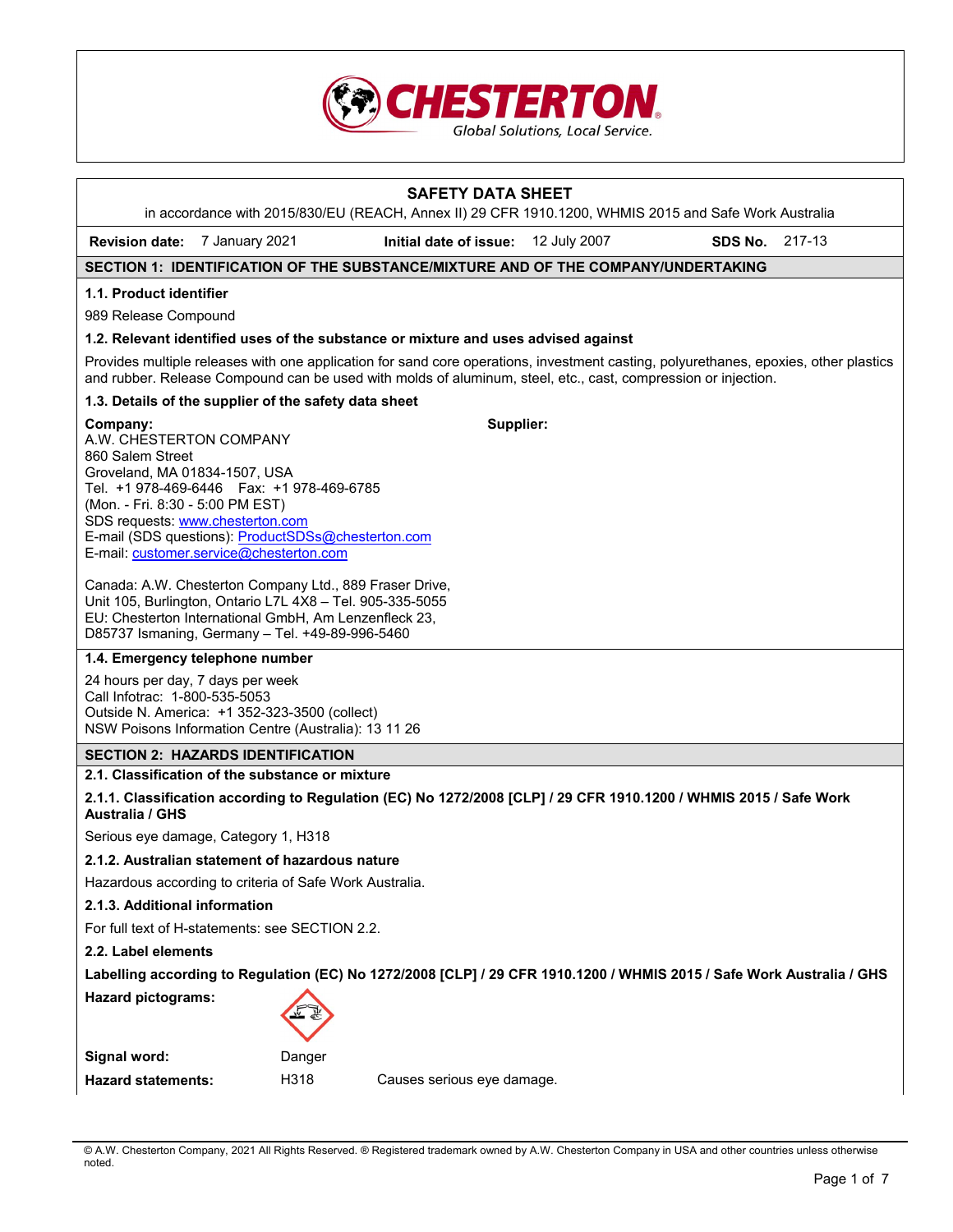CHESTERTON

Global Solutions, Local Service.

# SAFETY DATA SHEET

in accordance with 2015/830/EU (REACH, Annex II) 29 CFR 1910.1200, WHMIS 2015 and Safe Work Australia

**Revision date:** 7 January 2021 **Initial date of issue:** 12 July 2007 **SDS No.** 217-13

## SECTION 1: IDENTIFICATION OF THE SUBSTANCE/MIXTURE AND OF THE COMPANY/UNDERTAKING

### 1.1. Product identifier

989 Release Compound

### 1.2. Relevant identified uses of the substance or mixture and uses advised against

Provides multiple releases with one application for sand core operations, investment casting, polyurethanes, epoxies, other plastics and rubber. Release Compound can be used with molds of aluminum, steel, etc., cast, compression or injection.

### 1.3. Details of the supplier of the safety data sheet

**Company:**
A.W. CHESTERTON COMPANY
860 Salem Street
Groveland, MA 01834-1507, USA
Tel. +1 978-469-6446 Fax: +1 978-469-6785
(Mon. - Fri. 8:30 - 5:00 PM EST)
SDS requests: www.chesterton.com
E-mail (SDS questions): ProductSDSs@chesterton.com
E-mail: customer.service@chesterton.com

Canada: A.W. Chesterton Company Ltd., 889 Fraser Drive, Unit 105, Burlington, Ontario L7L 4X8 – Tel. 905-335-5055
EU: Chesterton International GmbH, Am Lenzenfleck 23, D85737 Ismaning, Germany – Tel. +49-89-996-5460

**Supplier:**

### 1.4. Emergency telephone number

24 hours per day, 7 days per week
Call Infotrac: 1-800-535-5053
Outside N. America: +1 352-323-3500 (collect)
NSW Poisons Information Centre (Australia): 13 11 26

## SECTION 2: HAZARDS IDENTIFICATION

### 2.1. Classification of the substance or mixture

#### 2.1.1. Classification according to Regulation (EC) No 1272/2008 [CLP] / 29 CFR 1910.1200 / WHMIS 2015 / Safe Work Australia / GHS

Serious eye damage, Category 1, H318

#### 2.1.2. Australian statement of hazardous nature

Hazardous according to criteria of Safe Work Australia.

#### 2.1.3. Additional information

For full text of H-statements: see SECTION 2.2.

### 2.2. Label elements

**Labelling according to Regulation (EC) No 1272/2008 [CLP] / 29 CFR 1910.1200 / WHMIS 2015 / Safe Work Australia / GHS**

**Hazard pictograms:**

**Signal word:** Danger

**Hazard statements:** H318 Causes serious eye damage.

© A.W. Chesterton Company, 2021 All Rights Reserved. ® Registered trademark owned by A.W. Chesterton Company in USA and other countries unless otherwise noted.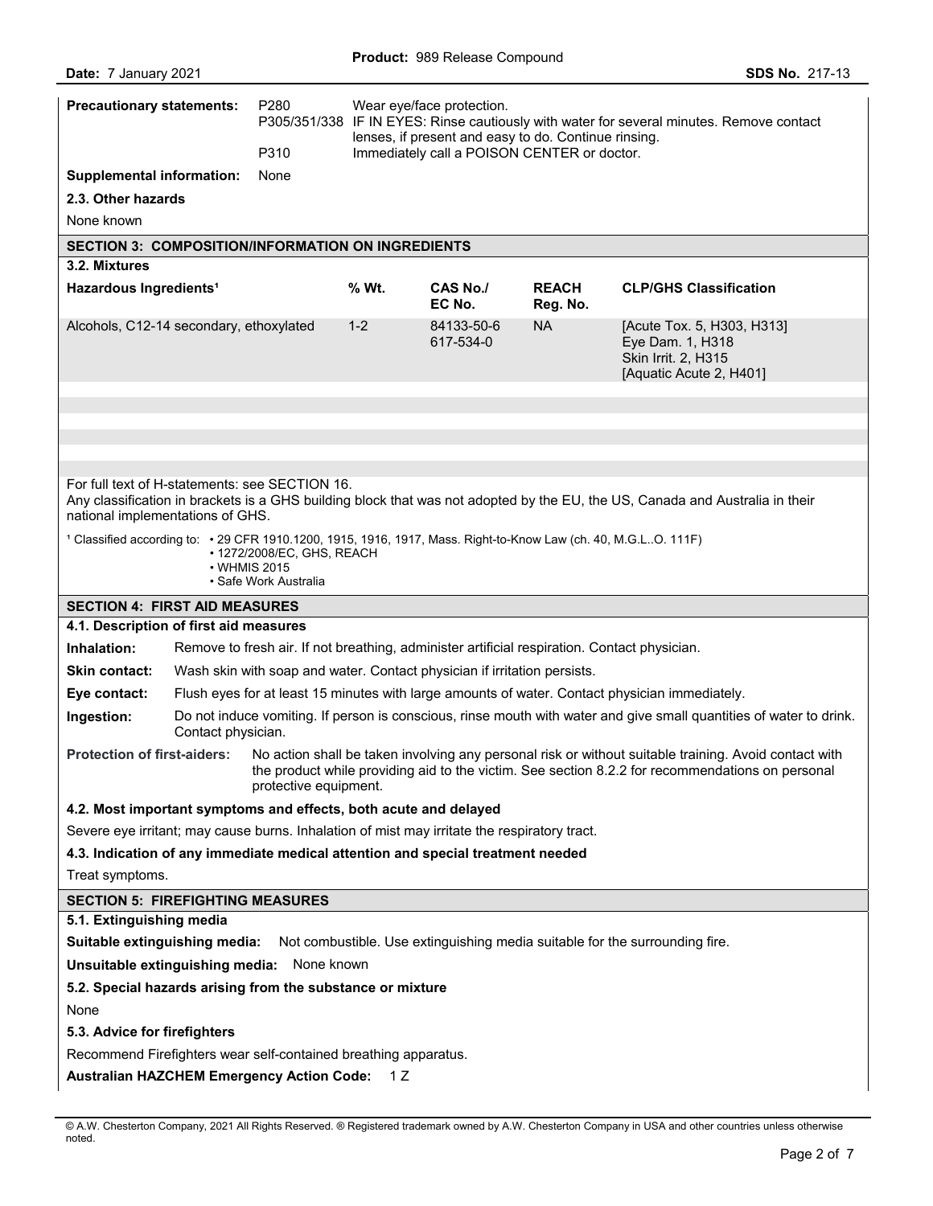| | | |
|---|---|---|
| **Precautionary statements:** | P280 | Wear eye/face protection. |
| | P305/351/338 | IF IN EYES: Rinse cautiously with water for several minutes. Remove contact lenses, if present and easy to do. Continue rinsing. |
| | P310 | Immediately call a POISON CENTER or doctor. |

**Supplemental information:** None

**2.3. Other hazards**

None known

## SECTION 3: COMPOSITION/INFORMATION ON INGREDIENTS

**3.2. Mixtures**

| Hazardous Ingredients[1] | % Wt. | CAS No./ EC No. | REACH Reg. No. | CLP/GHS Classification |
|---|---|---|---|---|
| Alcohols, C12-14 secondary, ethoxylated | 1-2 | 84133-50-6 617-534-0 | NA | [Acute Tox. 5, H303, H313] Eye Dam. 1, H318 Skin Irrit. 2, H315 [Aquatic Acute 2, H401] |

For full text of H-statements: see SECTION 16.
Any classification in brackets is a GHS building block that was not adopted by the EU, the US, Canada and Australia in their national implementations of GHS.

[1] Classified according to:
- 29 CFR 1910.1200, 1915, 1916, 1917, Mass. Right-to-Know Law (ch. 40, M.G.L..O. 111F)
- 1272/2008/EC, GHS, REACH
- WHMIS 2015
- Safe Work Australia

## SECTION 4: FIRST AID MEASURES

**4.1. Description of first aid measures**

**Inhalation:** Remove to fresh air. If not breathing, administer artificial respiration. Contact physician.

**Skin contact:** Wash skin with soap and water. Contact physician if irritation persists.

**Eye contact:** Flush eyes for at least 15 minutes with large amounts of water. Contact physician immediately.

**Ingestion:** Do not induce vomiting. If person is conscious, rinse mouth with water and give small quantities of water to drink. Contact physician.

**Protection of first-aiders:** No action shall be taken involving any personal risk or without suitable training. Avoid contact with the product while providing aid to the victim. See section 8.2.2 for recommendations on personal protective equipment.

**4.2. Most important symptoms and effects, both acute and delayed**

Severe eye irritant; may cause burns. Inhalation of mist may irritate the respiratory tract.

**4.3. Indication of any immediate medical attention and special treatment needed**

Treat symptoms.

## SECTION 5: FIREFIGHTING MEASURES

**5.1. Extinguishing media**

**Suitable extinguishing media:** Not combustible. Use extinguishing media suitable for the surrounding fire.

**Unsuitable extinguishing media:** None known

**5.2. Special hazards arising from the substance or mixture**

None

**5.3. Advice for firefighters**

Recommend Firefighters wear self-contained breathing apparatus.

**Australian HAZCHEM Emergency Action Code:** 1 Z

© A.W. Chesterton Company, 2021 All Rights Reserved. ® Registered trademark owned by A.W. Chesterton Company in USA and other countries unless otherwise noted.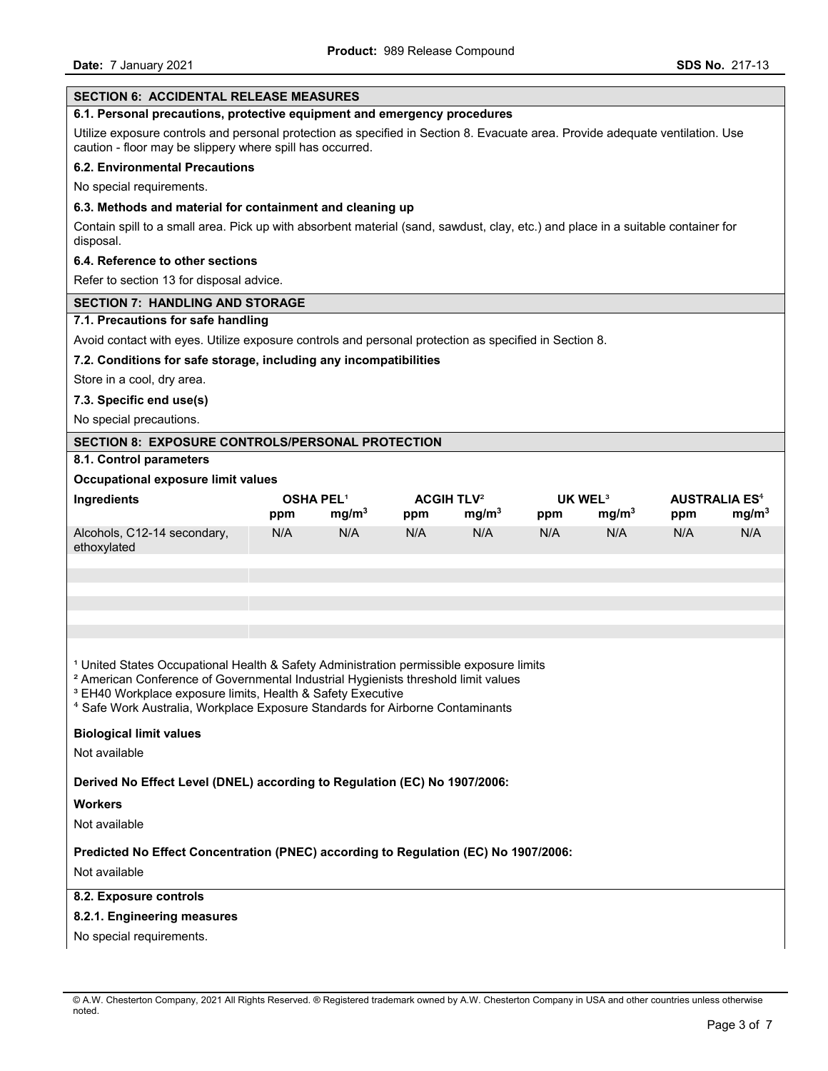## SECTION 6: ACCIDENTAL RELEASE MEASURES

### 6.1. Personal precautions, protective equipment and emergency procedures

Utilize exposure controls and personal protection as specified in Section 8. Evacuate area. Provide adequate ventilation. Use caution - floor may be slippery where spill has occurred.

### 6.2. Environmental Precautions

No special requirements.

### 6.3. Methods and material for containment and cleaning up

Contain spill to a small area. Pick up with absorbent material (sand, sawdust, clay, etc.) and place in a suitable container for disposal.

### 6.4. Reference to other sections

Refer to section 13 for disposal advice.

## SECTION 7: HANDLING AND STORAGE

### 7.1. Precautions for safe handling

Avoid contact with eyes. Utilize exposure controls and personal protection as specified in Section 8.

### 7.2. Conditions for safe storage, including any incompatibilities

Store in a cool, dry area.

### 7.3. Specific end use(s)

No special precautions.

## SECTION 8: EXPOSURE CONTROLS/PERSONAL PROTECTION

### 8.1. Control parameters

**Occupational exposure limit values**

| Ingredients | OSHA PEL[1] | | ACGIH TLV[2] | | UK WEL[3] | | AUSTRALIA ES[4] | |
|---|---|---|---|---|---|---|---|---|
| | ppm | $mg/m^3$ | ppm | $mg/m^3$ | ppm | $mg/m^3$ | ppm | $mg/m^3$ |
| Alcohols, C12-14 secondary, ethoxylated | N/A | N/A | N/A | N/A | N/A | N/A | N/A | N/A |

[1] United States Occupational Health & Safety Administration permissible exposure limits
[2] American Conference of Governmental Industrial Hygienists threshold limit values
[3] EH40 Workplace exposure limits, Health & Safety Executive
[4] Safe Work Australia, Workplace Exposure Standards for Airborne Contaminants

**Biological limit values**

Not available

**Derived No Effect Level (DNEL) according to Regulation (EC) No 1907/2006:**

**Workers**

Not available

**Predicted No Effect Concentration (PNEC) according to Regulation (EC) No 1907/2006:**

Not available

### 8.2. Exposure controls

#### 8.2.1. Engineering measures

No special requirements.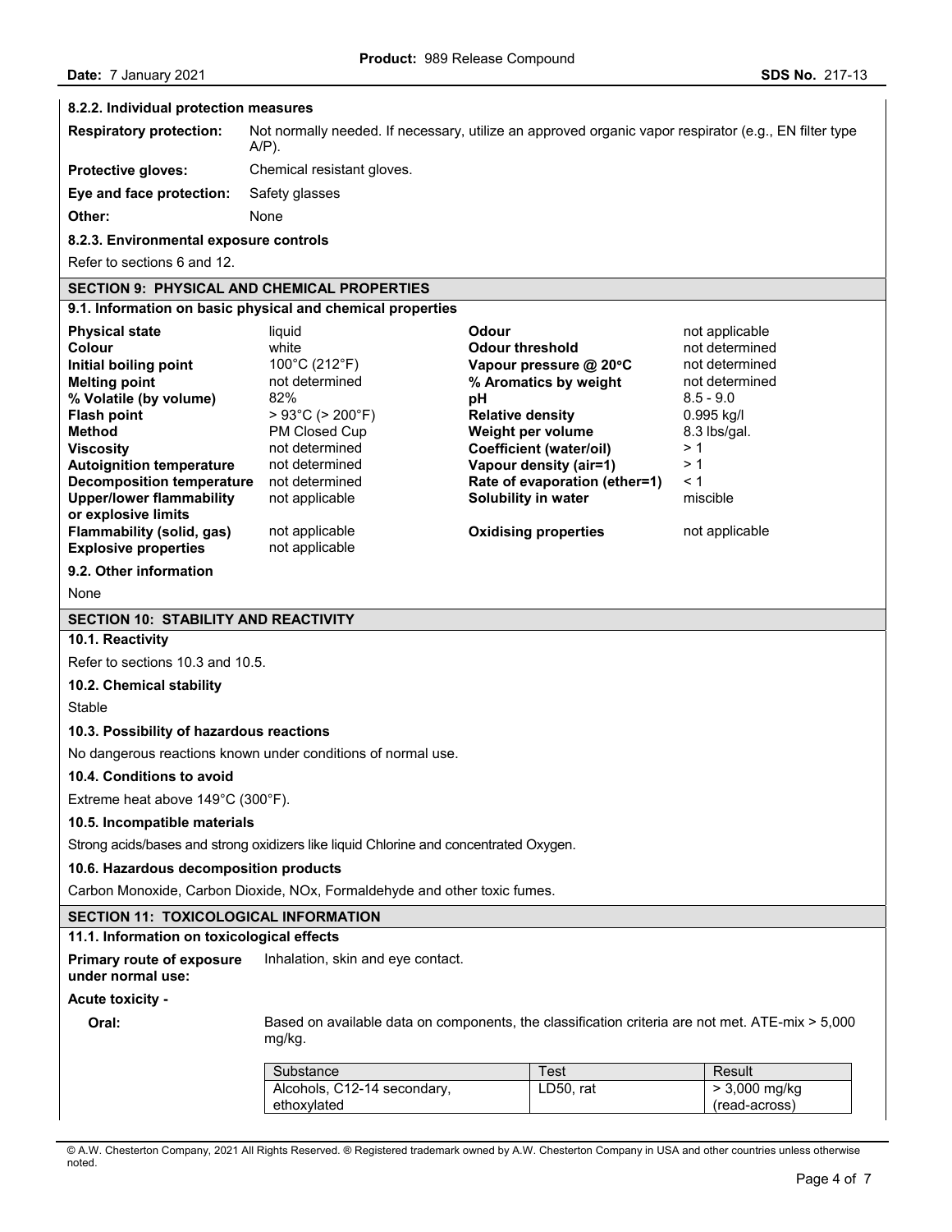#### 8.2.2. Individual protection measures

| | |
|---|---|
| **Respiratory protection:** | Not normally needed. If necessary, utilize an approved organic vapor respirator (e.g., EN filter type A/P). |
| **Protective gloves:** | Chemical resistant gloves. |
| **Eye and face protection:** | Safety glasses |
| **Other:** | None |

#### 8.2.3. Environmental exposure controls

Refer to sections 6 and 12.

## SECTION 9: PHYSICAL AND CHEMICAL PROPERTIES

### 9.1. Information on basic physical and chemical properties

| | | | |
|---|---|---|---|
| **Physical state** | liquid | **Odour** | not applicable |
| **Colour** | white | **Odour threshold** | not determined |
| **Initial boiling point** | 100°C (212°F) | **Vapour pressure @ 20°C** | not determined |
| **Melting point** | not determined | **% Aromatics by weight** | not determined |
| **% Volatile (by volume)** | 82% | **pH** | 8.5 - 9.0 |
| **Flash point** | > 93°C (> 200°F) | **Relative density** | 0.995 kg/l |
| **Method** | PM Closed Cup | **Weight per volume** | 8.3 lbs/gal. |
| **Viscosity** | not determined | **Coefficient (water/oil)** | > 1 |
| **Autoignition temperature** | not determined | **Vapour density (air=1)** | > 1 |
| **Decomposition temperature** | not determined | **Rate of evaporation (ether=1)** | < 1 |
| **Upper/lower flammability or explosive limits** | not applicable | **Solubility in water** | miscible |
| **Flammability (solid, gas)** | not applicable | **Oxidising properties** | not applicable |
| **Explosive properties** | not applicable | | |

### 9.2. Other information

None

## SECTION 10: STABILITY AND REACTIVITY

### 10.1. Reactivity

Refer to sections 10.3 and 10.5.

### 10.2. Chemical stability

Stable

### 10.3. Possibility of hazardous reactions

No dangerous reactions known under conditions of normal use.

### 10.4. Conditions to avoid

Extreme heat above 149°C (300°F).

### 10.5. Incompatible materials

Strong acids/bases and strong oxidizers like liquid Chlorine and concentrated Oxygen.

### 10.6. Hazardous decomposition products

Carbon Monoxide, Carbon Dioxide, NOx, Formaldehyde and other toxic fumes.

## SECTION 11: TOXICOLOGICAL INFORMATION

### 11.1. Information on toxicological effects

**Primary route of exposure under normal use:** Inhalation, skin and eye contact.

**Acute toxicity -**

**Oral:** Based on available data on components, the classification criteria are not met. ATE-mix > 5,000 mg/kg.

| Substance | Test | Result |
|---|---|---|
| Alcohols, C12-14 secondary, ethoxylated | LD50, rat | > 3,000 mg/kg (read-across) |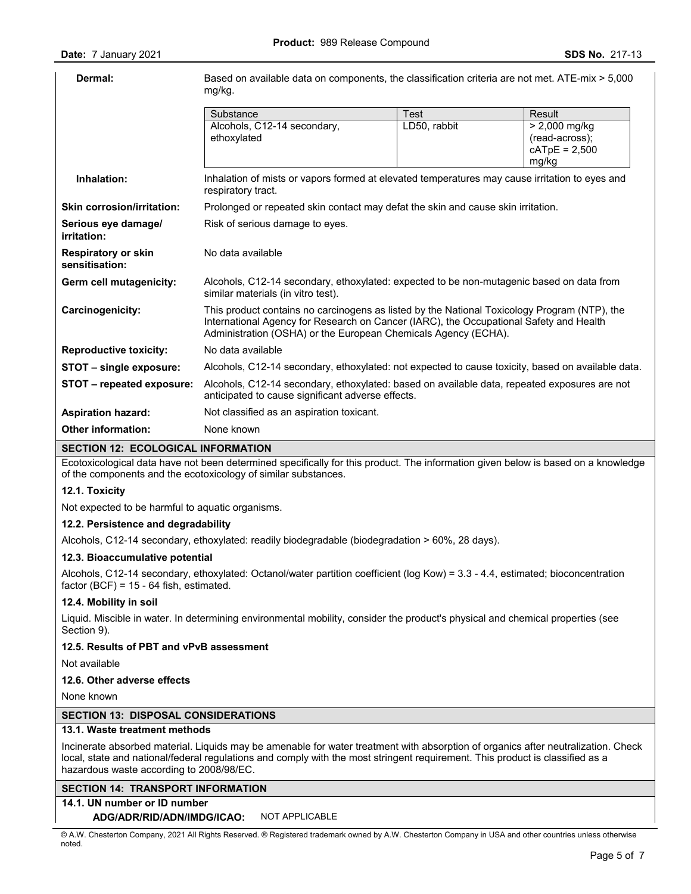**Dermal:** Based on available data on components, the classification criteria are not met. ATE-mix > 5,000 mg/kg.

| Substance | Test | Result |
| --- | --- | --- |
| Alcohols, C12-14 secondary, ethoxylated | LD50, rabbit | > 2,000 mg/kg (read-across); cATpE = 2,500 mg/kg |

**Inhalation:** Inhalation of mists or vapors formed at elevated temperatures may cause irritation to eyes and respiratory tract.

**Skin corrosion/irritation:** Prolonged or repeated skin contact may defat the skin and cause skin irritation.

**Serious eye damage/ irritation:** Risk of serious damage to eyes.

**Respiratory or skin sensitisation:** No data available

**Germ cell mutagenicity:** Alcohols, C12-14 secondary, ethoxylated: expected to be non-mutagenic based on data from similar materials (in vitro test).

**Carcinogenicity:** This product contains no carcinogens as listed by the National Toxicology Program (NTP), the International Agency for Research on Cancer (IARC), the Occupational Safety and Health Administration (OSHA) or the European Chemicals Agency (ECHA).

**Reproductive toxicity:** No data available

**STOT – single exposure:** Alcohols, C12-14 secondary, ethoxylated: not expected to cause toxicity, based on available data.

**STOT – repeated exposure:** Alcohols, C12-14 secondary, ethoxylated: based on available data, repeated exposures are not anticipated to cause significant adverse effects.

**Aspiration hazard:** Not classified as an aspiration toxicant.

**Other information:** None known

## SECTION 12: ECOLOGICAL INFORMATION

Ecotoxicological data have not been determined specifically for this product. The information given below is based on a knowledge of the components and the ecotoxicology of similar substances.

### 12.1. Toxicity

Not expected to be harmful to aquatic organisms.

### 12.2. Persistence and degradability

Alcohols, C12-14 secondary, ethoxylated: readily biodegradable (biodegradation > 60%, 28 days).

### 12.3. Bioaccumulative potential

Alcohols, C12-14 secondary, ethoxylated: Octanol/water partition coefficient (log Kow) = 3.3 - 4.4, estimated; bioconcentration factor (BCF) = 15 - 64 fish, estimated.

### 12.4. Mobility in soil

Liquid. Miscible in water. In determining environmental mobility, consider the product's physical and chemical properties (see Section 9).

### 12.5. Results of PBT and vPvB assessment

Not available

### 12.6. Other adverse effects

None known

## SECTION 13: DISPOSAL CONSIDERATIONS

### 13.1. Waste treatment methods

Incinerate absorbed material. Liquids may be amenable for water treatment with absorption of organics after neutralization. Check local, state and national/federal regulations and comply with the most stringent requirement. This product is classified as a hazardous waste according to 2008/98/EC.

## SECTION 14: TRANSPORT INFORMATION

### 14.1. UN number or ID number

**ADG/ADR/RID/ADN/IMDG/ICAO:** NOT APPLICABLE

© A.W. Chesterton Company, 2021 All Rights Reserved. ® Registered trademark owned by A.W. Chesterton Company in USA and other countries unless otherwise noted.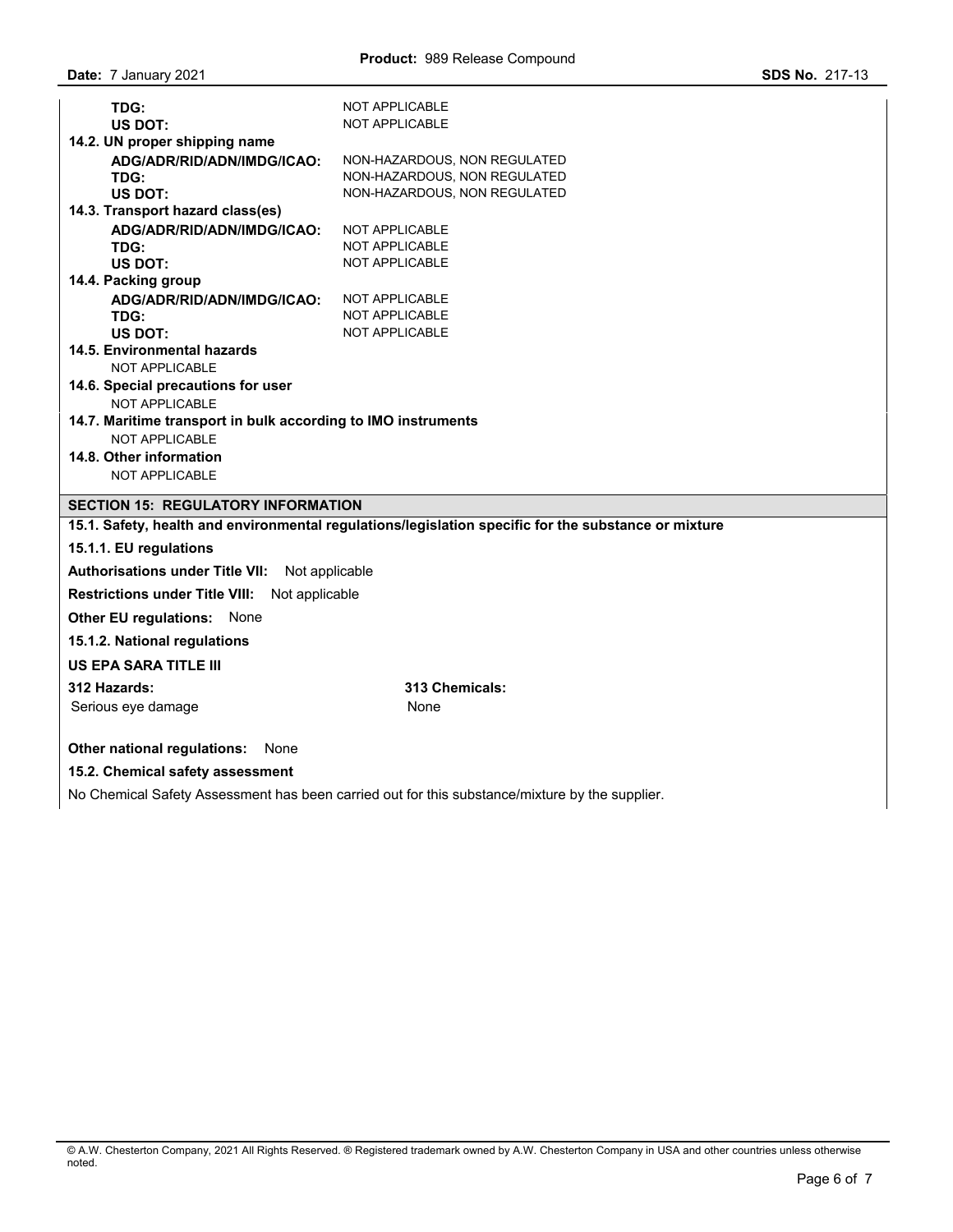| | |
|---|---|
| **TDG:** | NOT APPLICABLE |
| **US DOT:** | NOT APPLICABLE |

**14.2. UN proper shipping name**

| | |
|---|---|
| **ADG/ADR/RID/ADN/IMDG/ICAO:** | NON-HAZARDOUS, NON REGULATED |
| **TDG:** | NON-HAZARDOUS, NON REGULATED |
| **US DOT:** | NON-HAZARDOUS, NON REGULATED |

**14.3. Transport hazard class(es)**

| | |
|---|---|
| **ADG/ADR/RID/ADN/IMDG/ICAO:** | NOT APPLICABLE |
| **TDG:** | NOT APPLICABLE |
| **US DOT:** | NOT APPLICABLE |

**14.4. Packing group**

| | |
|---|---|
| **ADG/ADR/RID/ADN/IMDG/ICAO:** | NOT APPLICABLE |
| **TDG:** | NOT APPLICABLE |
| **US DOT:** | NOT APPLICABLE |

**14.5. Environmental hazards**

NOT APPLICABLE

**14.6. Special precautions for user**

NOT APPLICABLE

**14.7. Maritime transport in bulk according to IMO instruments**

NOT APPLICABLE

**14.8. Other information**

NOT APPLICABLE

## SECTION 15: REGULATORY INFORMATION

**15.1. Safety, health and environmental regulations/legislation specific for the substance or mixture**

**15.1.1. EU regulations**

**Authorisations under Title VII:** Not applicable

**Restrictions under Title VIII:** Not applicable

**Other EU regulations:** None

**15.1.2. National regulations**

**US EPA SARA TITLE III**

| 312 Hazards: | 313 Chemicals: |
|---|---|
| Serious eye damage | None |

**Other national regulations:** None

**15.2. Chemical safety assessment**

No Chemical Safety Assessment has been carried out for this substance/mixture by the supplier.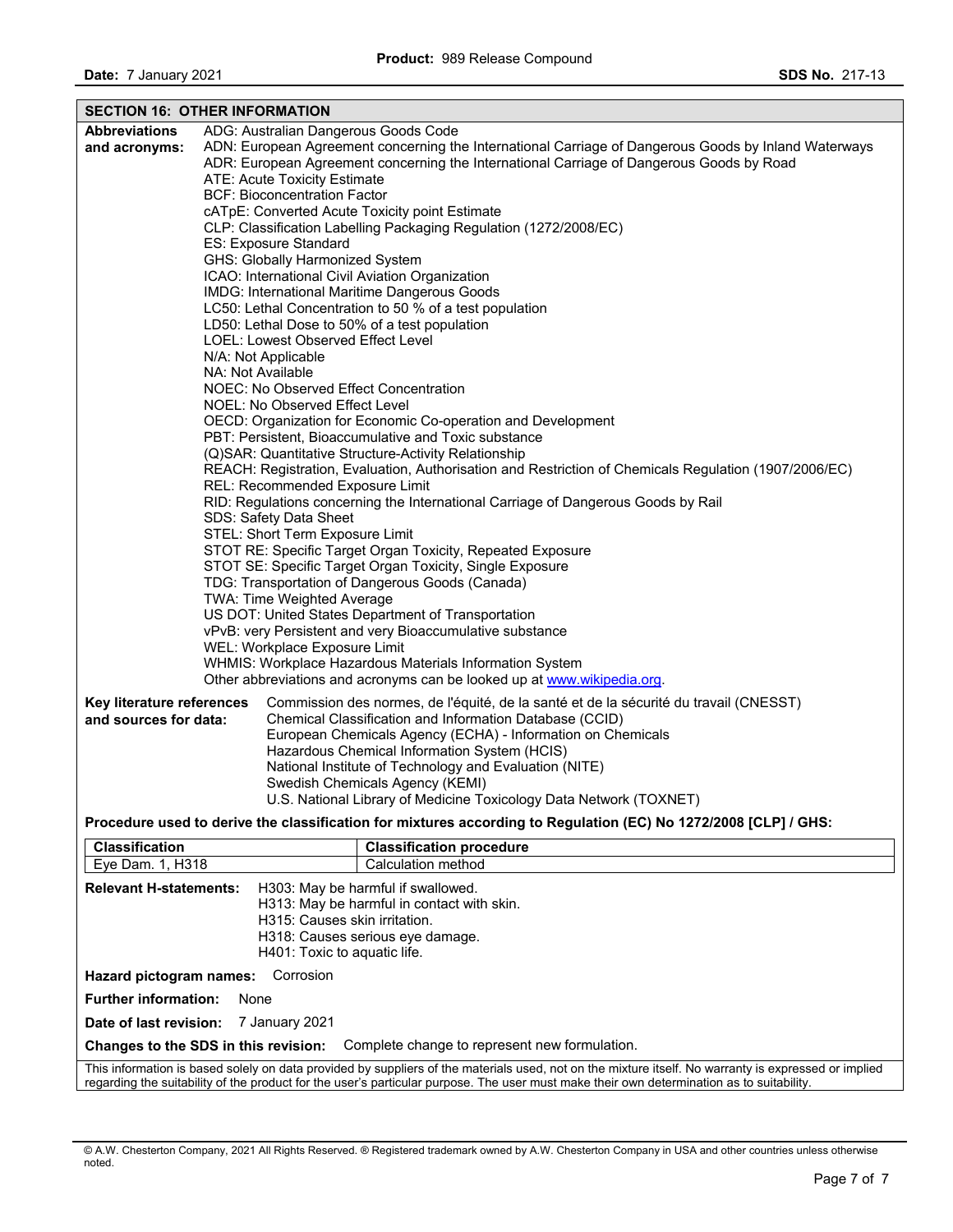## SECTION 16: OTHER INFORMATION

**Abbreviations and acronyms:**

ADG: Australian Dangerous Goods Code
ADN: European Agreement concerning the International Carriage of Dangerous Goods by Inland Waterways
ADR: European Agreement concerning the International Carriage of Dangerous Goods by Road
ATE: Acute Toxicity Estimate
BCF: Bioconcentration Factor
cATpE: Converted Acute Toxicity point Estimate
CLP: Classification Labelling Packaging Regulation (1272/2008/EC)
ES: Exposure Standard
GHS: Globally Harmonized System
ICAO: International Civil Aviation Organization
IMDG: International Maritime Dangerous Goods
LC50: Lethal Concentration to 50 % of a test population
LD50: Lethal Dose to 50% of a test population
LOEL: Lowest Observed Effect Level
N/A: Not Applicable
NA: Not Available
NOEC: No Observed Effect Concentration
NOEL: No Observed Effect Level
OECD: Organization for Economic Co-operation and Development
PBT: Persistent, Bioaccumulative and Toxic substance
(Q)SAR: Quantitative Structure-Activity Relationship
REACH: Registration, Evaluation, Authorisation and Restriction of Chemicals Regulation (1907/2006/EC)
REL: Recommended Exposure Limit
RID: Regulations concerning the International Carriage of Dangerous Goods by Rail
SDS: Safety Data Sheet
STEL: Short Term Exposure Limit
STOT RE: Specific Target Organ Toxicity, Repeated Exposure
STOT SE: Specific Target Organ Toxicity, Single Exposure
TDG: Transportation of Dangerous Goods (Canada)
TWA: Time Weighted Average
US DOT: United States Department of Transportation
vPvB: very Persistent and very Bioaccumulative substance
WEL: Workplace Exposure Limit
WHMIS: Workplace Hazardous Materials Information System
Other abbreviations and acronyms can be looked up at www.wikipedia.org.

**Key literature references and sources for data:**

Commission des normes, de l'équité, de la santé et de la sécurité du travail (CNESST)
Chemical Classification and Information Database (CCID)
European Chemicals Agency (ECHA) - Information on Chemicals
Hazardous Chemical Information System (HCIS)
National Institute of Technology and Evaluation (NITE)
Swedish Chemicals Agency (KEMI)
U.S. National Library of Medicine Toxicology Data Network (TOXNET)

**Procedure used to derive the classification for mixtures according to Regulation (EC) No 1272/2008 [CLP] / GHS:**

| Classification | Classification procedure |
|---|---|
| Eye Dam. 1, H318 | Calculation method |

**Relevant H-statements:**

H303: May be harmful if swallowed.
H313: May be harmful in contact with skin.
H315: Causes skin irritation.
H318: Causes serious eye damage.
H401: Toxic to aquatic life.

**Hazard pictogram names:** Corrosion

**Further information:** None

**Date of last revision:** 7 January 2021

**Changes to the SDS in this revision:** Complete change to represent new formulation.

This information is based solely on data provided by suppliers of the materials used, not on the mixture itself. No warranty is expressed or implied regarding the suitability of the product for the user's particular purpose. The user must make their own determination as to suitability.

© A.W. Chesterton Company, 2021 All Rights Reserved. ® Registered trademark owned by A.W. Chesterton Company in USA and other countries unless otherwise noted.